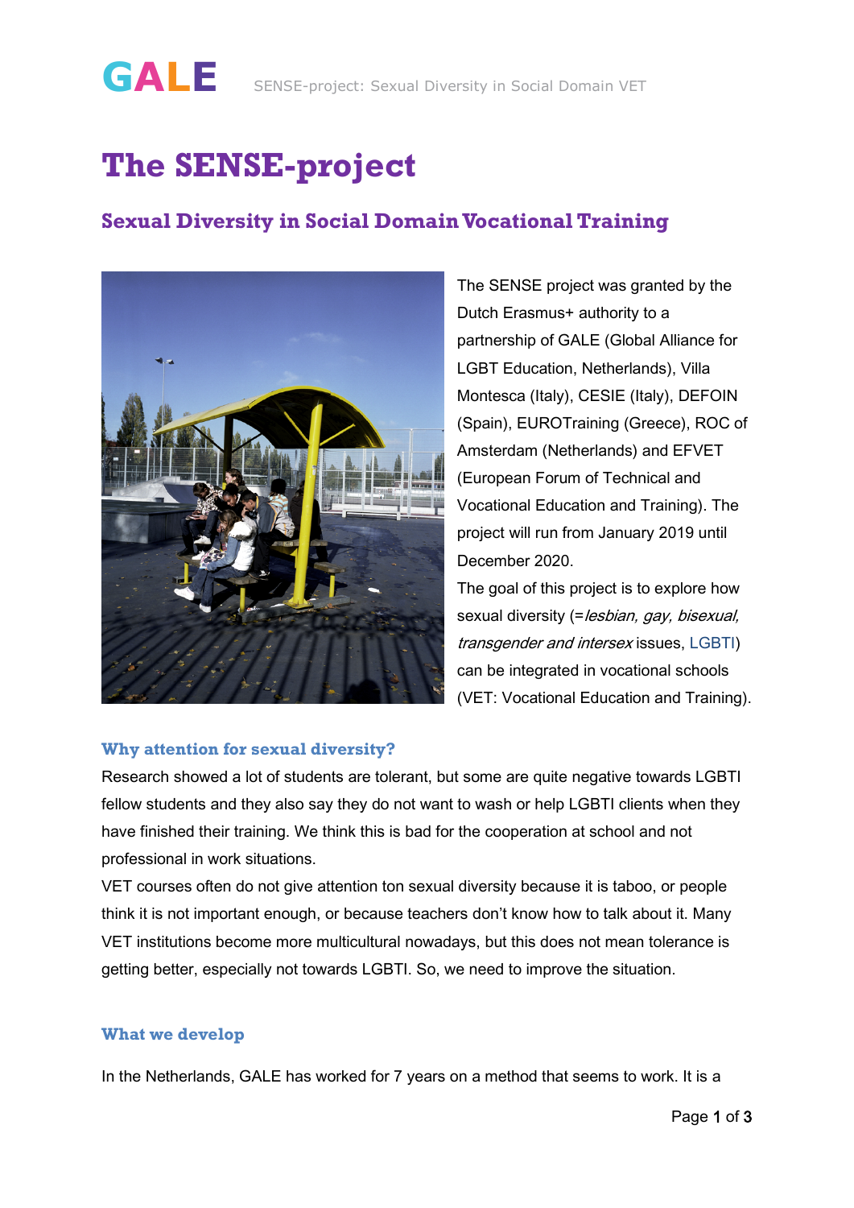# The SENSE-project

## Sexual Diversity in Social Domain Vocational Training

The SENSE project was granted by the Dutch Erasmus+ authority to a partnership of GALE (Global Alliance for LGBT Education, Netherlands), Villa Montesca (Italy), CESIE (Italy), DEFOIN (Spain), EUROTraining (Greece), ROC of Amsterdam (Netherlands) and EFVET (European Forum of Technical and Vocational Education and Training). The project will run from January 2019 until December 2020.

The goal of this project is to explore how sexual diversity (=*lesbian, gay, bisexual, transgender and intersex* issues, LGBTI) can be integrated in vocational schools (VET: Vocational Education and Training).

### Why attention for sexual diversity?

Research showed a lot of students are tolerant, but some are quite negative towards LGBTI fellow students and they also say they do not want to wash or help LGBTI clients when they have finished their training. We think this is bad for the cooperation at school and not professional in work situations.

VET courses often do not give attention ton sexual diversity because it is taboo, or people think it is not important enough, or because teachers don't know how to talk about it. Many VET institutions become more multicultural nowadays, but this does not mean tolerance is getting better, especially not towards LGBTI. So, we need to improve the situation.

### What we develop

In the Netherlands, GALE has worked for 7 years on a method that seems to work. It is a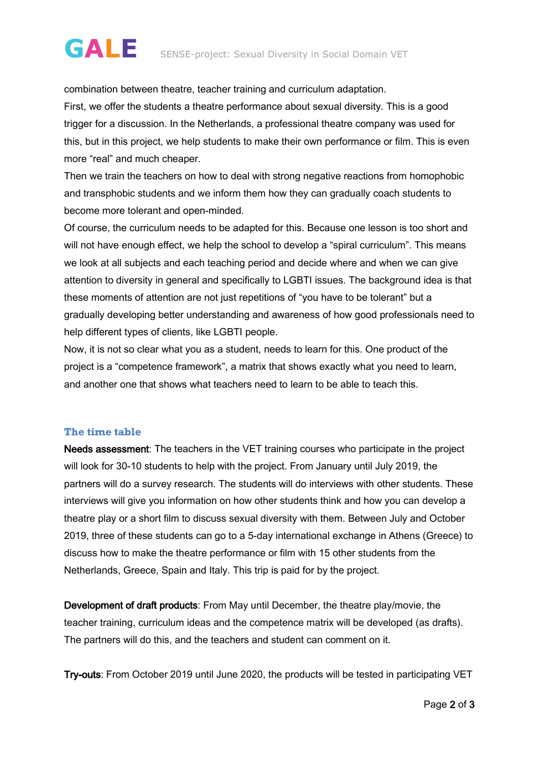combination between theatre, teacher training and curriculum adaptation.
First, we offer the students a theatre performance about sexual diversity. This is a good trigger for a discussion. In the Netherlands, a professional theatre company was used for this, but in this project, we help students to make their own performance or film. This is even more "real" and much cheaper.
Then we train the teachers on how to deal with strong negative reactions from homophobic and transphobic students and we inform them how they can gradually coach students to become more tolerant and open-minded.
Of course, the curriculum needs to be adapted for this. Because one lesson is too short and will not have enough effect, we help the school to develop a "spiral curriculum". This means we look at all subjects and each teaching period and decide where and when we can give attention to diversity in general and specifically to LGBTI issues. The background idea is that these moments of attention are not just repetitions of "you have to be tolerant" but a gradually developing better understanding and awareness of how good professionals need to help different types of clients, like LGBTI people.
Now, it is not so clear what you as a student, needs to learn for this. One product of the project is a "competence framework", a matrix that shows exactly what you need to learn, and another one that shows what teachers need to learn to be able to teach this.

## The time table

**Needs assessment**: The teachers in the VET training courses who participate in the project will look for 30-10 students to help with the project. From January until July 2019, the partners will do a survey research. The students will do interviews with other students. These interviews will give you information on how other students think and how you can develop a theatre play or a short film to discuss sexual diversity with them. Between July and October 2019, three of these students can go to a 5-day international exchange in Athens (Greece) to discuss how to make the theatre performance or film with 15 other students from the Netherlands, Greece, Spain and Italy. This trip is paid for by the project.

**Development of draft products**: From May until December, the theatre play/movie, the teacher training, curriculum ideas and the competence matrix will be developed (as drafts). The partners will do this, and the teachers and student can comment on it.

**Try-outs**: From October 2019 until June 2020, the products will be tested in participating VET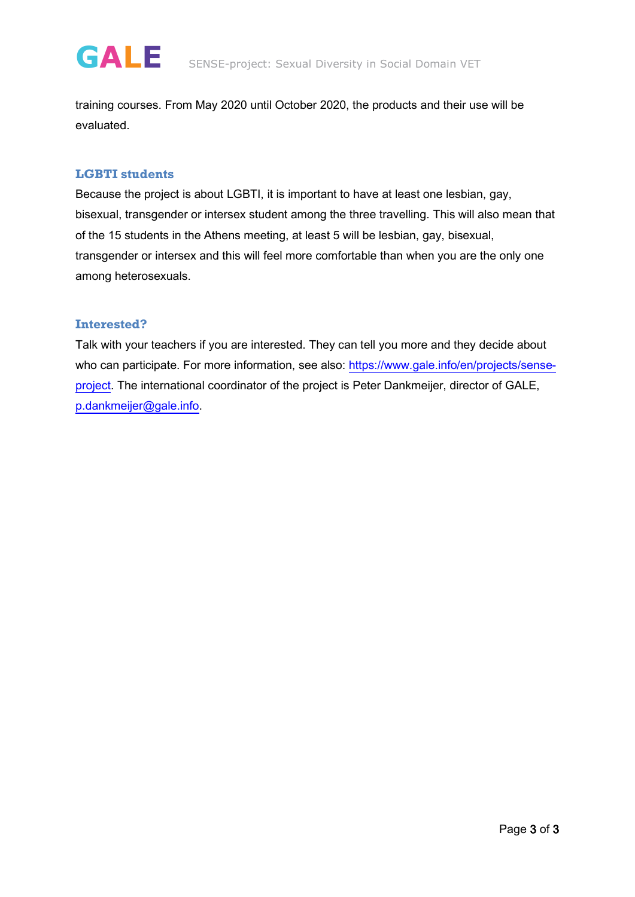training courses. From May 2020 until October 2020, the products and their use will be evaluated.

## LGBTI students

Because the project is about LGBTI, it is important to have at least one lesbian, gay, bisexual, transgender or intersex student among the three travelling. This will also mean that of the 15 students in the Athens meeting, at least 5 will be lesbian, gay, bisexual, transgender or intersex and this will feel more comfortable than when you are the only one among heterosexuals.

## Interested?

Talk with your teachers if you are interested. They can tell you more and they decide about who can participate. For more information, see also: [https://www.gale.info/en/projects/sense-project](https://www.gale.info/en/projects/sense-project). The international coordinator of the project is Peter Dankmeijer, director of GALE, [p.dankmeijer@gale.info](mailto:p.dankmeijer@gale.info).